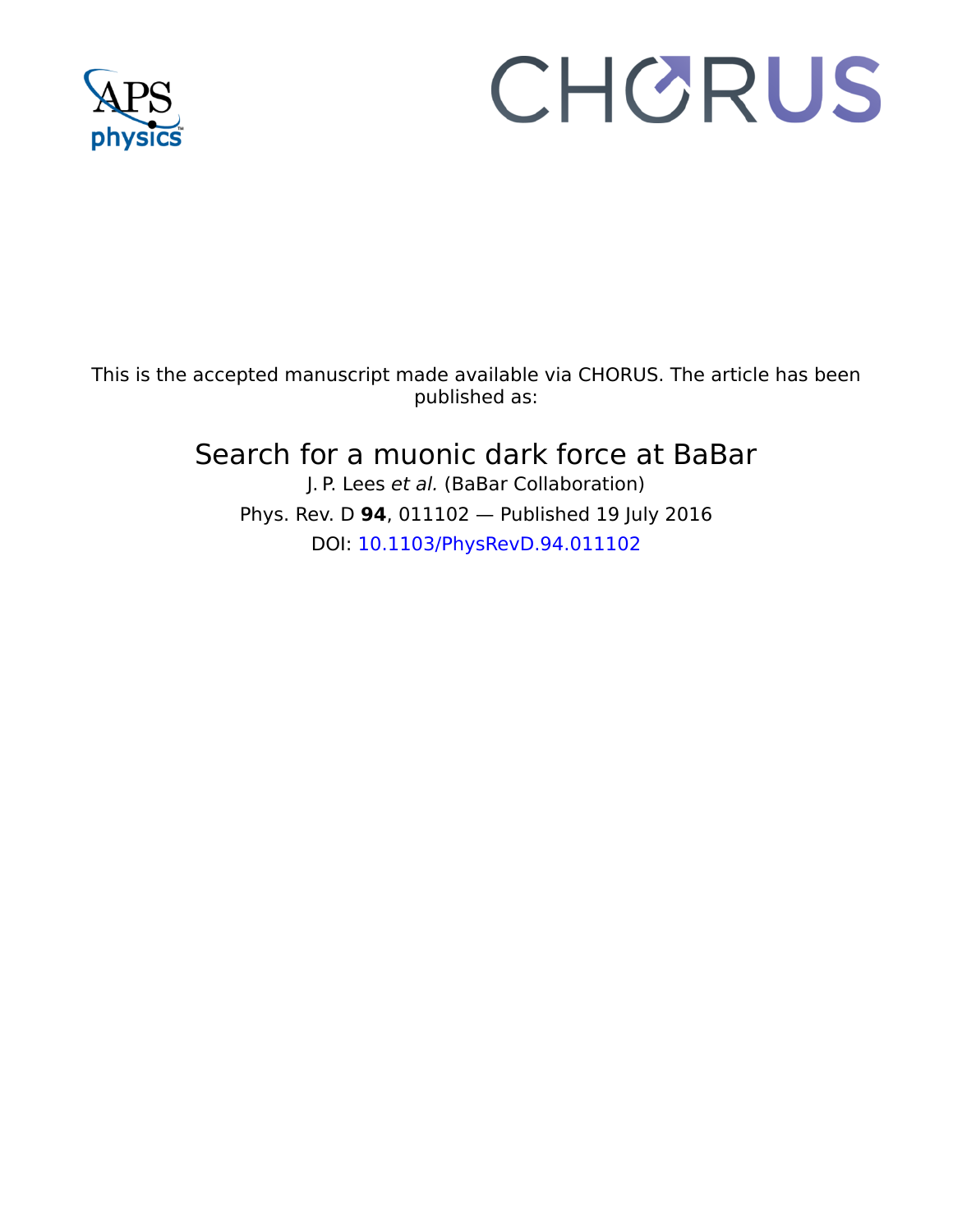This is the accepted manuscript made available via CHORUS. The article has been published as:

# Search for a muonic dark force at BaBar

J. P. Lees *et al.* (BaBar Collaboration)

Phys. Rev. D **94**, 011102 — Published 19 July 2016

DOI: 10.1103/PhysRevD.94.011102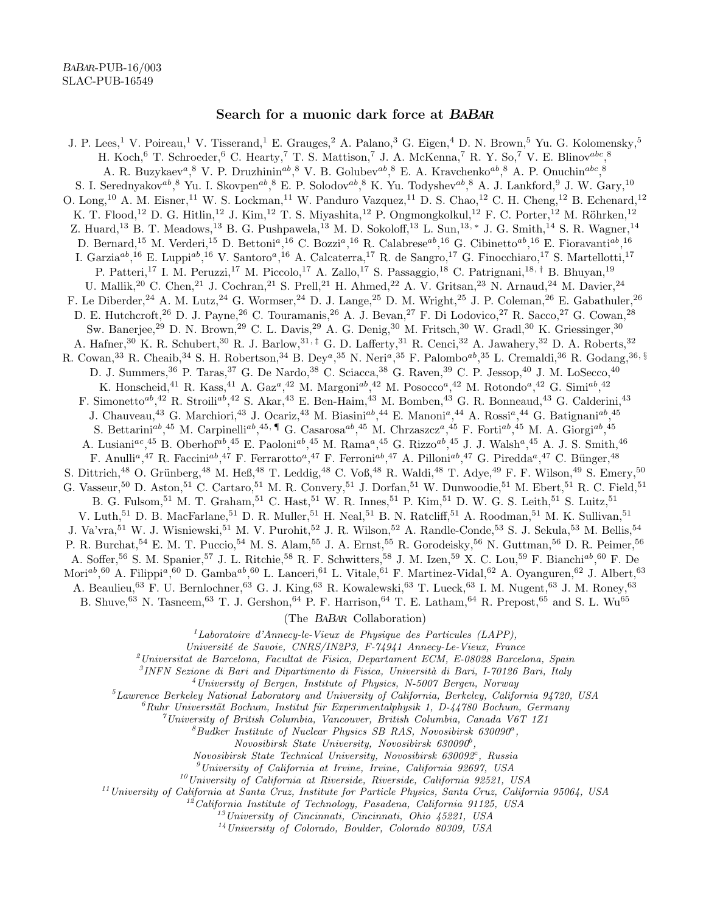BABAR-PUB-16/003
SLAC-PUB-16549

# Search for a muonic dark force at BABAR

J. P. Lees,[1] V. Poireau,[1] V. Tisserand,[1] E. Grauges,[2] A. Palano,[3] G. Eigen,[4] D. N. Brown,[5] Yu. G. Kolomensky,[5] H. Koch,[6] T. Schroeder,[6] C. Hearty,[7] T. S. Mattison,[7] J. A. McKenna,[7] R. Y. So,[7] V. E. Blinov[abc],[8] A. R. Buzykaev[a],[8] V. P. Druzhinin[ab],[8] V. B. Golubev[ab],[8] E. A. Kravchenko[ab],[8] A. P. Onuchin[abc],[8] S. I. Serednyakov[ab],[8] Yu. I. Skovpen[ab],[8] E. P. Solodov[ab],[8] K. Yu. Todyshev[ab],[8] A. J. Lankford,[9] J. W. Gary,[10] O. Long,[10] A. M. Eisner,[11] W. S. Lockman,[11] W. Panduro Vazquez,[11] D. S. Chao,[12] C. H. Cheng,[12] B. Echenard,[12] K. T. Flood,[12] D. G. Hitlin,[12] J. Kim,[12] T. S. Miyashita,[12] P. Ongmongkolkul,[12] F. C. Porter,[12] M. Röhrken,[12] Z. Huard,[13] B. T. Meadows,[13] B. G. Pushpawela,[13] M. D. Sokoloff,[13] L. Sun,[13,*] J. G. Smith,[14] S. R. Wagner,[14] D. Bernard,[15] M. Verderi,[15] D. Bettoni[a],[16] C. Bozzi[a],[16] R. Calabrese[ab],[16] G. Cibinetto[ab],[16] E. Fioravanti[ab],[16] I. Garzia[ab],[16] E. Luppi[ab],[16] V. Santoro[a],[16] A. Calcaterra,[17] R. de Sangro,[17] G. Finocchiaro,[17] S. Martellotti,[17] P. Patteri,[17] I. M. Peruzzi,[17] M. Piccolo,[17] A. Zallo,[17] S. Passaggio,[18] C. Patrignani,[18,†] B. Bhuyan,[19] U. Mallik,[20] C. Chen,[21] J. Cochran,[21] S. Prell,[21] H. Ahmed,[22] A. V. Gritsan,[23] N. Arnaud,[24] M. Davier,[24] F. Le Diberder,[24] A. M. Lutz,[24] G. Wormser,[24] D. J. Lange,[25] D. M. Wright,[25] J. P. Coleman,[26] E. Gabathuler,[26] D. E. Hutchcroft,[26] D. J. Payne,[26] C. Touramanis,[26] A. J. Bevan,[27] F. Di Lodovico,[27] R. Sacco,[27] G. Cowan,[28] Sw. Banerjee,[29] D. N. Brown,[29] C. L. Davis,[29] A. G. Denig,[30] M. Fritsch,[30] W. Gradl,[30] K. Griessinger,[30] A. Hafner,[30] K. R. Schubert,[30] R. J. Barlow,[31,‡] G. D. Lafferty,[31] R. Cenci,[32] A. Jawahery,[32] D. A. Roberts,[32] R. Cowan,[33] R. Cheaib,[34] S. H. Robertson,[34] B. Dey[a],[35] N. Neri[a],[35] F. Palombo[ab],[35] L. Cremaldi,[36] R. Godang,[36,§] D. J. Summers,[36] P. Taras,[37] G. De Nardo,[38] C. Sciacca,[38] G. Raven,[39] C. P. Jessop,[40] J. M. LoSecco,[40] K. Honscheid,[41] R. Kass,[41] A. Gaz[a],[42] M. Margoni[ab],[42] M. Posocco[a],[42] M. Rotondo[a],[42] G. Simi[ab],[42] F. Simonetto[ab],[42] R. Stroili[ab],[42] S. Akar,[43] E. Ben-Haim,[43] M. Bomben,[43] G. R. Bonneaud,[43] G. Calderini,[43] J. Chauveau,[43] G. Marchiori,[43] J. Ocariz,[43] M. Biasini[ab],[44] E. Manoni[a],[44] A. Rossi[a],[44] G. Batignani[ab],[45] S. Bettarini[ab],[45] M. Carpinelli[ab],[45,¶] G. Casarosa[ab],[45] M. Chrzaszcz[a],[45] F. Forti[ab],[45] M. A. Giorgi[ab],[45] A. Lusiani[ac],[45] B. Oberhof[ab],[45] E. Paoloni[ab],[45] M. Rama[a],[45] G. Rizzo[ab],[45] J. J. Walsh[a],[45] A. J. S. Smith,[46] F. Anulli[a],[47] R. Faccini[ab],[47] F. Ferrarotto[a],[47] F. Ferroni[ab],[47] A. Pilloni[ab],[47] G. Piredda[a],[47] C. Bünger,[48] S. Dittrich,[48] O. Grünberg,[48] M. Heß,[48] T. Leddig,[48] C. Voß,[48] R. Waldi,[48] T. Adye,[49] F. F. Wilson,[49] S. Emery,[50] G. Vasseur,[50] D. Aston,[51] C. Cartaro,[51] M. R. Convery,[51] J. Dorfan,[51] W. Dunwoodie,[51] M. Ebert,[51] R. C. Field,[51] B. G. Fulsom,[51] M. T. Graham,[51] C. Hast,[51] W. R. Innes,[51] P. Kim,[51] D. W. G. S. Leith,[51] S. Luitz,[51] V. Luth,[51] D. B. MacFarlane,[51] D. R. Muller,[51] H. Neal,[51] B. N. Ratcliff,[51] A. Roodman,[51] M. K. Sullivan,[51] J. Va'vra,[51] W. J. Wisniewski,[51] M. V. Purohit,[52] J. R. Wilson,[52] A. Randle-Conde,[53] S. J. Sekula,[53] M. Bellis,[54] P. R. Burchat,[54] E. M. T. Puccio,[54] M. S. Alam,[55] J. A. Ernst,[55] R. Gorodeisky,[56] N. Guttman,[56] D. R. Peimer,[56] A. Soffer,[56] S. M. Spanier,[57] J. L. Ritchie,[58] R. F. Schwitters,[58] J. M. Izen,[59] X. C. Lou,[59] F. Bianchi[ab],[60] F. De Mori[ab],[60] A. Filippi[a],[60] D. Gamba[ab],[60] L. Lanceri,[61] L. Vitale,[61] F. Martinez-Vidal,[62] A. Oyanguren,[62] J. Albert,[63] A. Beaulieu,[63] F. U. Bernlochner,[63] G. J. King,[63] R. Kowalewski,[63] T. Lueck,[63] I. M. Nugent,[63] J. M. Roney,[63] B. Shuve,[63] N. Tasneem,[63] T. J. Gershon,[64] P. F. Harrison,[64] T. E. Latham,[64] R. Prepost,[65] and S. L. Wu[65]

(The BABAR Collaboration)

[1] *Laboratoire d'Annecy-le-Vieux de Physique des Particules (LAPP), Université de Savoie, CNRS/IN2P3, F-74941 Annecy-Le-Vieux, France*
[2] *Universitat de Barcelona, Facultat de Fisica, Departament ECM, E-08028 Barcelona, Spain*
[3] *INFN Sezione di Bari and Dipartimento di Fisica, Università di Bari, I-70126 Bari, Italy*
[4] *University of Bergen, Institute of Physics, N-5007 Bergen, Norway*
[5] *Lawrence Berkeley National Laboratory and University of California, Berkeley, California 94720, USA*
[6] *Ruhr Universität Bochum, Institut für Experimentalphysik 1, D-44780 Bochum, Germany*
[7] *University of British Columbia, Vancouver, British Columbia, Canada V6T 1Z1*
[8] *Budker Institute of Nuclear Physics SB RAS, Novosibirsk 630090[a], Novosibirsk State University, Novosibirsk 630090[b], Novosibirsk State Technical University, Novosibirsk 630092[c], Russia*
[9] *University of California at Irvine, Irvine, California 92697, USA*
[10] *University of California at Riverside, Riverside, California 92521, USA*
[11] *University of California at Santa Cruz, Institute for Particle Physics, Santa Cruz, California 95064, USA*
[12] *California Institute of Technology, Pasadena, California 91125, USA*
[13] *University of Cincinnati, Cincinnati, Ohio 45221, USA*
[14] *University of Colorado, Boulder, Colorado 80309, USA*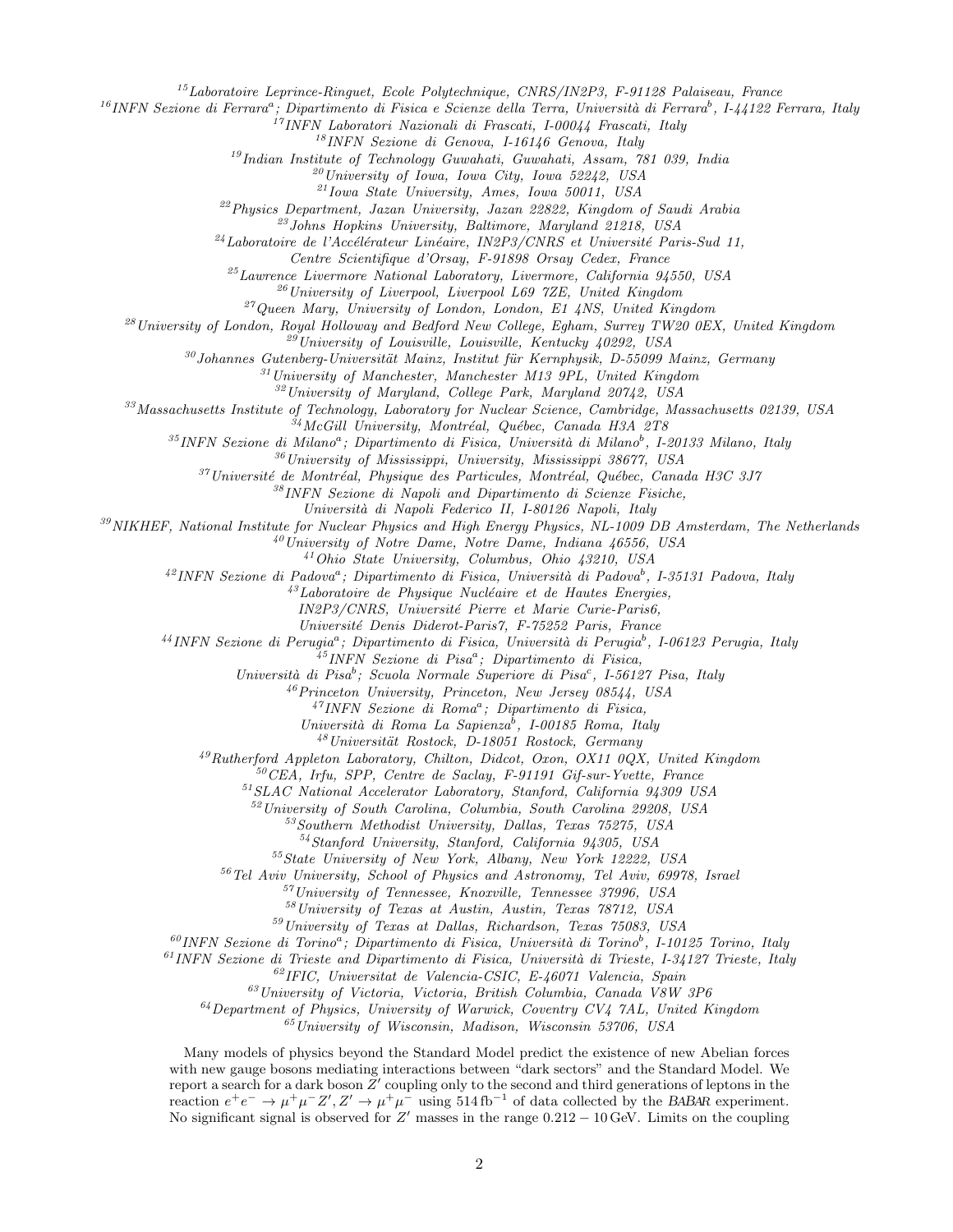[15]Laboratoire Leprince-Ringuet, Ecole Polytechnique, CNRS/IN2P3, F-91128 Palaiseau, France
[16]INFN Sezione di Ferrara[a]; Dipartimento di Fisica e Scienze della Terra, Università di Ferrara[b], I-44122 Ferrara, Italy
[17]INFN Laboratori Nazionali di Frascati, I-00044 Frascati, Italy
[18]INFN Sezione di Genova, I-16146 Genova, Italy
[19]Indian Institute of Technology Guwahati, Guwahati, Assam, 781 039, India
[20]University of Iowa, Iowa City, Iowa 52242, USA
[21]Iowa State University, Ames, Iowa 50011, USA
[22]Physics Department, Jazan University, Jazan 22822, Kingdom of Saudi Arabia
[23]Johns Hopkins University, Baltimore, Maryland 21218, USA
[24]Laboratoire de l'Accélérateur Linéaire, IN2P3/CNRS et Université Paris-Sud 11, Centre Scientifique d'Orsay, F-91898 Orsay Cedex, France
[25]Lawrence Livermore National Laboratory, Livermore, California 94550, USA
[26]University of Liverpool, Liverpool L69 7ZE, United Kingdom
[27]Queen Mary, University of London, London, E1 4NS, United Kingdom
[28]University of London, Royal Holloway and Bedford New College, Egham, Surrey TW20 0EX, United Kingdom
[29]University of Louisville, Louisville, Kentucky 40292, USA
[30]Johannes Gutenberg-Universität Mainz, Institut für Kernphysik, D-55099 Mainz, Germany
[31]University of Manchester, Manchester M13 9PL, United Kingdom
[32]University of Maryland, College Park, Maryland 20742, USA
[33]Massachusetts Institute of Technology, Laboratory for Nuclear Science, Cambridge, Massachusetts 02139, USA
[34]McGill University, Montréal, Québec, Canada H3A 2T8
[35]INFN Sezione di Milano[a]; Dipartimento di Fisica, Università di Milano[b], I-20133 Milano, Italy
[36]University of Mississippi, University, Mississippi 38677, USA
[37]Université de Montréal, Physique des Particules, Montréal, Québec, Canada H3C 3J7
[38]INFN Sezione di Napoli and Dipartimento di Scienze Fisiche, Università di Napoli Federico II, I-80126 Napoli, Italy
[39]NIKHEF, National Institute for Nuclear Physics and High Energy Physics, NL-1009 DB Amsterdam, The Netherlands
[40]University of Notre Dame, Notre Dame, Indiana 46556, USA
[41]Ohio State University, Columbus, Ohio 43210, USA
[42]INFN Sezione di Padova[a]; Dipartimento di Fisica, Università di Padova[b], I-35131 Padova, Italy
[43]Laboratoire de Physique Nucléaire et de Hautes Energies, IN2P3/CNRS, Université Pierre et Marie Curie-Paris6, Université Denis Diderot-Paris7, F-75252 Paris, France
[44]INFN Sezione di Perugia[a]; Dipartimento di Fisica, Università di Perugia[b], I-06123 Perugia, Italy
[45]INFN Sezione di Pisa[a]; Dipartimento di Fisica, Università di Pisa[b]; Scuola Normale Superiore di Pisa[c], I-56127 Pisa, Italy
[46]Princeton University, Princeton, New Jersey 08544, USA
[47]INFN Sezione di Roma[a]; Dipartimento di Fisica, Università di Roma La Sapienza[b], I-00185 Roma, Italy
[48]Universität Rostock, D-18051 Rostock, Germany
[49]Rutherford Appleton Laboratory, Chilton, Didcot, Oxon, OX11 0QX, United Kingdom
[50]CEA, Irfu, SPP, Centre de Saclay, F-91191 Gif-sur-Yvette, France
[51]SLAC National Accelerator Laboratory, Stanford, California 94309 USA
[52]University of South Carolina, Columbia, South Carolina 29208, USA
[53]Southern Methodist University, Dallas, Texas 75275, USA
[54]Stanford University, Stanford, California 94305, USA
[55]State University of New York, Albany, New York 12222, USA
[56]Tel Aviv University, School of Physics and Astronomy, Tel Aviv, 69978, Israel
[57]University of Tennessee, Knoxville, Tennessee 37996, USA
[58]University of Texas at Austin, Austin, Texas 78712, USA
[59]University of Texas at Dallas, Richardson, Texas 75083, USA
[60]INFN Sezione di Torino[a]; Dipartimento di Fisica, Università di Torino[b], I-10125 Torino, Italy
[61]INFN Sezione di Trieste and Dipartimento di Fisica, Università di Trieste, I-34127 Trieste, Italy
[62]IFIC, Universitat de Valencia-CSIC, E-46071 Valencia, Spain
[63]University of Victoria, Victoria, British Columbia, Canada V8W 3P6
[64]Department of Physics, University of Warwick, Coventry CV4 7AL, United Kingdom
[65]University of Wisconsin, Madison, Wisconsin 53706, USA

Many models of physics beyond the Standard Model predict the existence of new Abelian forces with new gauge bosons mediating interactions between "dark sectors" and the Standard Model. We report a search for a dark boson $Z'$ coupling only to the second and third generations of leptons in the reaction $e^+e^- \to \mu^+\mu^- Z', Z' \to \mu^+\mu^-$ using $514\,\mathrm{fb}^{-1}$ of data collected by the *BABAR* experiment. No significant signal is observed for $Z'$ masses in the range $0.212 - 10\,\mathrm{GeV}$. Limits on the coupling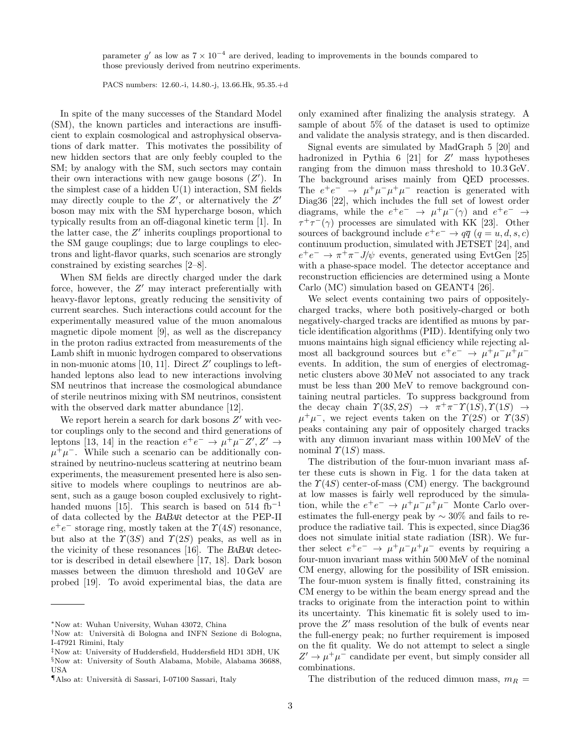parameter $g'$ as low as $7 \times 10^{-4}$ are derived, leading to improvements in the bounds compared to those previously derived from neutrino experiments.

PACS numbers: 12.60.-i, 14.80.-j, 13.66.Hk, 95.35.+d

In spite of the many successes of the Standard Model (SM), the known particles and interactions are insufficient to explain cosmological and astrophysical observations of dark matter. This motivates the possibility of new hidden sectors that are only feebly coupled to the SM; by analogy with the SM, such sectors may contain their own interactions with new gauge bosons ($Z'$). In the simplest case of a hidden U(1) interaction, SM fields may directly couple to the $Z'$, or alternatively the $Z'$ boson may mix with the SM hypercharge boson, which typically results from an off-diagonal kinetic term [1]. In the latter case, the $Z'$ inherits couplings proportional to the SM gauge couplings; due to large couplings to electrons and light-flavor quarks, such scenarios are strongly constrained by existing searches [2–8].

When SM fields are directly charged under the dark force, however, the $Z'$ may interact preferentially with heavy-flavor leptons, greatly reducing the sensitivity of current searches. Such interactions could account for the experimentally measured value of the muon anomalous magnetic dipole moment [9], as well as the discrepancy in the proton radius extracted from measurements of the Lamb shift in muonic hydrogen compared to observations in non-muonic atoms [10, 11]. Direct $Z'$ couplings to left-handed leptons also lead to new interactions involving SM neutrinos that increase the cosmological abundance of sterile neutrinos mixing with SM neutrinos, consistent with the observed dark matter abundance [12].

We report herein a search for dark bosons $Z'$ with vector couplings only to the second and third generations of leptons [13, 14] in the reaction $e^+e^- \to \mu^+\mu^- Z', Z' \to \mu^+\mu^-$. While such a scenario can be additionally constrained by neutrino-nucleus scattering at neutrino beam experiments, the measurement presented here is also sensitive to models where couplings to neutrinos are absent, such as a gauge boson coupled exclusively to right-handed muons [15]. This search is based on 514 fb$^{-1}$ of data collected by the *BABAR* detector at the PEP-II $e^+e^-$ storage ring, mostly taken at the $\Upsilon(4S)$ resonance, but also at the $\Upsilon(3S)$ and $\Upsilon(2S)$ peaks, as well as in the vicinity of these resonances [16]. The *BABAR* detector is described in detail elsewhere [17, 18]. Dark boson masses between the dimuon threshold and 10 GeV are probed [19]. To avoid experimental bias, the data are only examined after finalizing the analysis strategy. A sample of about 5% of the dataset is used to optimize and validate the analysis strategy, and is then discarded.

Signal events are simulated by MadGraph 5 [20] and hadronized in Pythia 6 [21] for $Z'$ mass hypotheses ranging from the dimuon mass threshold to 10.3 GeV. The background arises mainly from QED processes. The $e^+e^- \to \mu^+\mu^-\mu^+\mu^-$ reaction is generated with Diag36 [22], which includes the full set of lowest order diagrams, while the $e^+e^- \to \mu^+\mu^-(\gamma)$ and $e^+e^- \to \tau^+\tau^-(\gamma)$ processes are simulated with KK [23]. Other sources of background include $e^+e^- \to q\overline{q}$ ($q = u, d, s, c$) continuum production, simulated with JETSET [24], and $e^+e^- \to \pi^+\pi^- J/\psi$ events, generated using EvtGen [25] with a phase-space model. The detector acceptance and reconstruction efficiencies are determined using a Monte Carlo (MC) simulation based on GEANT4 [26].

We select events containing two pairs of oppositely-charged tracks, where both positively-charged or both negatively-charged tracks are identified as muons by particle identification algorithms (PID). Identifying only two muons maintains high signal efficiency while rejecting almost all background sources but $e^+e^- \to \mu^+\mu^-\mu^+\mu^-$ events. In addition, the sum of energies of electromagnetic clusters above 30 MeV not associated to any track must be less than 200 MeV to remove background containing neutral particles. To suppress background from the decay chain $\Upsilon(3S, 2S) \to \pi^+\pi^-\Upsilon(1S), \Upsilon(1S) \to \mu^+\mu^-$, we reject events taken on the $\Upsilon(2S)$ or $\Upsilon(3S)$ peaks containing any pair of oppositely charged tracks with any dimuon invariant mass within 100 MeV of the nominal $\Upsilon(1S)$ mass.

The distribution of the four-muon invariant mass after these cuts is shown in Fig. 1 for the data taken at the $\Upsilon(4S)$ center-of-mass (CM) energy. The background at low masses is fairly well reproduced by the simulation, while the $e^+e^- \to \mu^+\mu^-\mu^+\mu^-$ Monte Carlo overestimates the full-energy peak by $\sim 30\%$ and fails to reproduce the radiative tail. This is expected, since Diag36 does not simulate initial state radiation (ISR). We further select $e^+e^- \to \mu^+\mu^-\mu^+\mu^-$ events by requiring a four-muon invariant mass within 500 MeV of the nominal CM energy, allowing for the possibility of ISR emission. The four-muon system is finally fitted, constraining its CM energy to be within the beam energy spread and the tracks to originate from the interaction point to within its uncertainty. This kinematic fit is solely used to improve the $Z'$ mass resolution of the bulk of events near the full-energy peak; no further requirement is imposed on the fit quality. We do not attempt to select a single $Z' \to \mu^+\mu^-$ candidate per event, but simply consider all combinations.

The distribution of the reduced dimuon mass, $m_R =$

---

*Now at: Wuhan University, Wuhan 43072, China
†Now at: Università di Bologna and INFN Sezione di Bologna, I-47921 Rimini, Italy
‡Now at: University of Huddersfield, Huddersfield HD1 3DH, UK
§Now at: University of South Alabama, Mobile, Alabama 36688, USA
¶Also at: Università di Sassari, I-07100 Sassari, Italy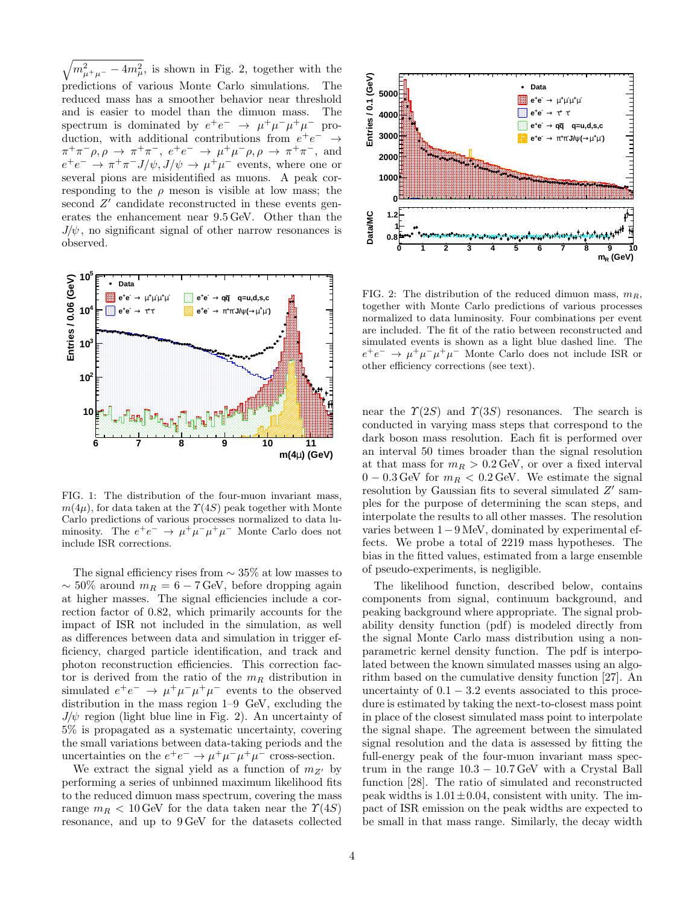$\sqrt{m^2_{\mu^+\mu^-} - 4m^2_\mu}$, is shown in Fig. 2, together with the predictions of various Monte Carlo simulations. The reduced mass has a smoother behavior near threshold and is easier to model than the dimuon mass. The spectrum is dominated by $e^+e^- \to \mu^+\mu^-\mu^+\mu^-$ production, with additional contributions from $e^+e^- \to \pi^+\pi^-\rho, \rho \to \pi^+\pi^-$, $e^+e^- \to \mu^+\mu^-\rho, \rho \to \pi^+\pi^-$, and $e^+e^- \to \pi^+\pi^- J/\psi, J/\psi \to \mu^+\mu^-$ events, where one or several pions are misidentified as muons. A peak corresponding to the $\rho$ meson is visible at low mass; the second $Z'$ candidate reconstructed in these events generates the enhancement near 9.5 GeV. Other than the $J/\psi$, no significant signal of other narrow resonances is observed.

FIG. 1: The distribution of the four-muon invariant mass, $m(4\mu)$, for data taken at the $\Upsilon(4S)$ peak together with Monte Carlo predictions of various processes normalized to data luminosity. The $e^+e^- \to \mu^+\mu^-\mu^+\mu^-$ Monte Carlo does not include ISR corrections.

The signal efficiency rises from $\sim 35\%$ at low masses to $\sim 50\%$ around $m_R = 6-7$ GeV, before dropping again at higher masses. The signal efficiencies include a correction factor of 0.82, which primarily accounts for the impact of ISR not included in the simulation, as well as differences between data and simulation in trigger efficiency, charged particle identification, and track and photon reconstruction efficiencies. This correction factor is derived from the ratio of the $m_R$ distribution in simulated $e^+e^- \to \mu^+\mu^-\mu^+\mu^-$ events to the observed distribution in the mass region 1–9 GeV, excluding the $J/\psi$ region (light blue line in Fig. 2). An uncertainty of 5% is propagated as a systematic uncertainty, covering the small variations between data-taking periods and the uncertainties on the $e^+e^- \to \mu^+\mu^-\mu^+\mu^-$ cross-section.

We extract the signal yield as a function of $m_{Z'}$ by performing a series of unbinned maximum likelihood fits to the reduced dimuon mass spectrum, covering the mass range $m_R < 10$ GeV for the data taken near the $\Upsilon(4S)$ resonance, and up to 9 GeV for the datasets collected near the $\Upsilon(2S)$ and $\Upsilon(3S)$ resonances. The search is conducted in varying mass steps that correspond to the dark boson mass resolution. Each fit is performed over an interval 50 times broader than the signal resolution at that mass for $m_R > 0.2$ GeV, or over a fixed interval $0-0.3$ GeV for $m_R < 0.2$ GeV. We estimate the signal resolution by Gaussian fits to several simulated $Z'$ samples for the purpose of determining the scan steps, and interpolate the results to all other masses. The resolution varies between $1-9$ MeV, dominated by experimental effects. We probe a total of 2219 mass hypotheses. The bias in the fitted values, estimated from a large ensemble of pseudo-experiments, is negligible.

FIG. 2: The distribution of the reduced dimuon mass, $m_R$, together with Monte Carlo predictions of various processes normalized to data luminosity. Four combinations per event are included. The fit of the ratio between reconstructed and simulated events is shown as a light blue dashed line. The $e^+e^- \to \mu^+\mu^-\mu^+\mu^-$ Monte Carlo does not include ISR or other efficiency corrections (see text).

The likelihood function, described below, contains components from signal, continuum background, and peaking background where appropriate. The signal probability density function (pdf) is modeled directly from the signal Monte Carlo mass distribution using a non-parametric kernel density function. The pdf is interpolated between the known simulated masses using an algorithm based on the cumulative density function [27]. An uncertainty of $0.1-3.2$ events associated to this procedure is estimated by taking the next-to-closest mass point in place of the closest simulated mass point to interpolate the signal shape. The agreement between the simulated signal resolution and the data is assessed by fitting the full-energy peak of the four-muon invariant mass spectrum in the range $10.3-10.7$ GeV with a Crystal Ball function [28]. The ratio of simulated and reconstructed peak widths is $1.01 \pm 0.04$, consistent with unity. The impact of ISR emission on the peak widths are expected to be small in that mass range. Similarly, the decay width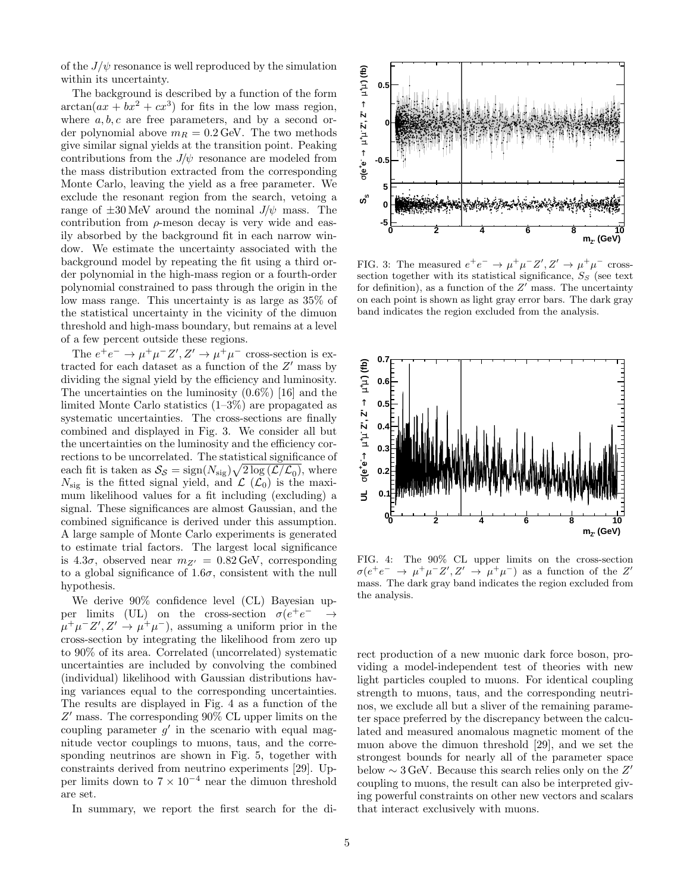of the $J/\psi$ resonance is well reproduced by the simulation within its uncertainty.

The background is described by a function of the form $\arctan(ax + bx^2 + cx^3)$ for fits in the low mass region, where $a, b, c$ are free parameters, and by a second order polynomial above $m_R = 0.2\,\text{GeV}$. The two methods give similar signal yields at the transition point. Peaking contributions from the $J/\psi$ resonance are modeled from the mass distribution extracted from the corresponding Monte Carlo, leaving the yield as a free parameter. We exclude the resonant region from the search, vetoing a range of $\pm 30\,\text{MeV}$ around the nominal $J/\psi$ mass. The contribution from $\rho$-meson decay is very wide and easily absorbed by the background fit in each narrow window. We estimate the uncertainty associated with the background model by repeating the fit using a third order polynomial in the high-mass region or a fourth-order polynomial constrained to pass through the origin in the low mass range. This uncertainty is as large as 35% of the statistical uncertainty in the vicinity of the dimuon threshold and high-mass boundary, but remains at a level of a few percent outside these regions.

The $e^+e^- \to \mu^+\mu^- Z', Z' \to \mu^+\mu^-$ cross-section is extracted for each dataset as a function of the $Z'$ mass by dividing the signal yield by the efficiency and luminosity. The uncertainties on the luminosity (0.6%) [16] and the limited Monte Carlo statistics (1–3%) are propagated as systematic uncertainties. The cross-sections are finally combined and displayed in Fig. 3. We consider all but the uncertainties on the luminosity and the efficiency corrections to be uncorrelated. The statistical significance of each fit is taken as $\mathcal{S_S} = \text{sign}(N_{\text{sig}})\sqrt{2\log(\mathcal{L}/\mathcal{L}_0)}$, where $N_{\text{sig}}$ is the fitted signal yield, and $\mathcal{L}$ ($\mathcal{L}_0$) is the maximum likelihood values for a fit including (excluding) a signal. These significances are almost Gaussian, and the combined significance is derived under this assumption. A large sample of Monte Carlo experiments is generated to estimate trial factors. The largest local significance is $4.3\sigma$, observed near $m_{Z'} = 0.82\,\text{GeV}$, corresponding to a global significance of $1.6\sigma$, consistent with the null hypothesis.

We derive 90% confidence level (CL) Bayesian upper limits (UL) on the cross-section $\sigma(e^+e^- \to \mu^+\mu^- Z', Z' \to \mu^+\mu^-)$, assuming a uniform prior in the cross-section by integrating the likelihood from zero up to 90% of its area. Correlated (uncorrelated) systematic uncertainties are included by convolving the combined (individual) likelihood with Gaussian distributions having variances equal to the corresponding uncertainties. The results are displayed in Fig. 4 as a function of the $Z'$ mass. The corresponding 90% CL upper limits on the coupling parameter $g'$ in the scenario with equal magnitude vector couplings to muons, taus, and the corresponding neutrinos are shown in Fig. 5, together with constraints derived from neutrino experiments [29]. Upper limits down to $7 \times 10^{-4}$ near the dimuon threshold are set.

In summary, we report the first search for the direct production of a new muonic dark force boson, providing a model-independent test of theories with new light particles coupled to muons. For identical coupling strength to muons, taus, and the corresponding neutrinos, we exclude all but a sliver of the remaining parameter space preferred by the discrepancy between the calculated and measured anomalous magnetic moment of the muon above the dimuon threshold [29], and we set the strongest bounds for nearly all of the parameter space below $\sim 3\,\text{GeV}$. Because this search relies only on the $Z'$ coupling to muons, the result can also be interpreted giving powerful constraints on other new vectors and scalars that interact exclusively with muons.

FIG. 3: The measured $e^+e^- \to \mu^+\mu^- Z', Z' \to \mu^+\mu^-$ cross-section together with its statistical significance, $S_S$ (see text for definition), as a function of the $Z'$ mass. The uncertainty on each point is shown as light gray error bars. The dark gray band indicates the region excluded from the analysis.

FIG. 4: The 90% CL upper limits on the cross-section $\sigma(e^+e^- \to \mu^+\mu^- Z', Z' \to \mu^+\mu^-)$ as a function of the $Z'$ mass. The dark gray band indicates the region excluded from the analysis.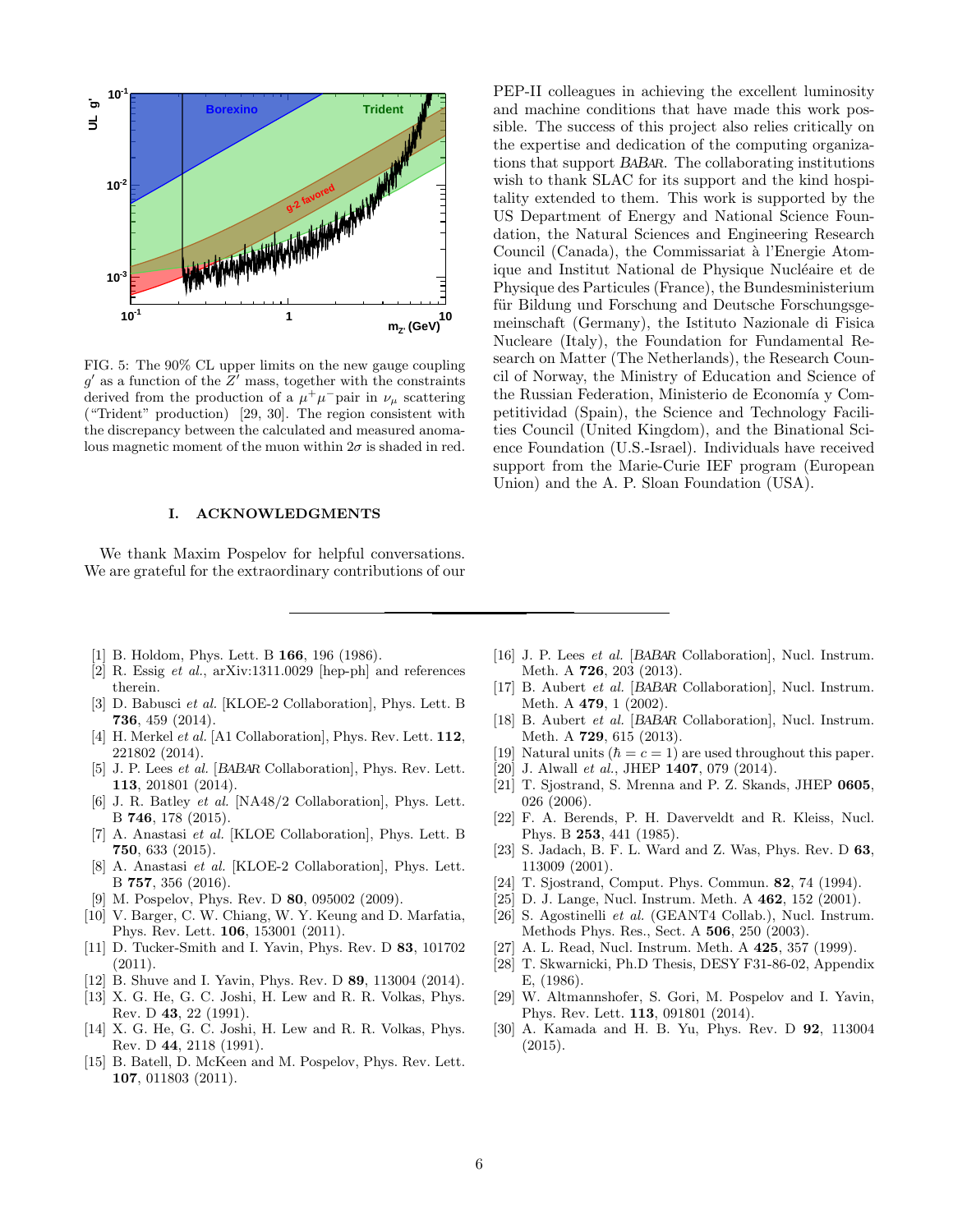UL g'

$10^{-1}$

$10^{-2}$

$10^{-3}$

$10^{-1}$

1

10

$m_{Z'}$ (GeV)

Borexino

Trident

g-2 favored

FIG. 5: The 90% CL upper limits on the new gauge coupling $g'$ as a function of the $Z'$ mass, together with the constraints derived from the production of a $\mu^+\mu^-$ pair in $\nu_\mu$ scattering ("Trident" production) [29, 30]. The region consistent with the discrepancy between the calculated and measured anomalous magnetic moment of the muon within $2\sigma$ is shaded in red.

## I. ACKNOWLEDGMENTS

We thank Maxim Pospelov for helpful conversations. We are grateful for the extraordinary contributions of our PEP-II colleagues in achieving the excellent luminosity and machine conditions that have made this work possible. The success of this project also relies critically on the expertise and dedication of the computing organizations that support *BABAR*. The collaborating institutions wish to thank SLAC for its support and the kind hospitality extended to them. This work is supported by the US Department of Energy and National Science Foundation, the Natural Sciences and Engineering Research Council (Canada), the Commissariat à l'Energie Atomique and Institut National de Physique Nucléaire et de Physique des Particules (France), the Bundesministerium für Bildung und Forschung and Deutsche Forschungsgemeinschaft (Germany), the Istituto Nazionale di Fisica Nucleare (Italy), the Foundation for Fundamental Research on Matter (The Netherlands), the Research Council of Norway, the Ministry of Education and Science of the Russian Federation, Ministerio de Economía y Competitividad (Spain), the Science and Technology Facilities Council (United Kingdom), and the Binational Science Foundation (U.S.-Israel). Individuals have received support from the Marie-Curie IEF program (European Union) and the A. P. Sloan Foundation (USA).

---

[1] B. Holdom, Phys. Lett. B **166**, 196 (1986).
[2] R. Essig *et al.*, arXiv:1311.0029 [hep-ph] and references therein.
[3] D. Babusci *et al.* [KLOE-2 Collaboration], Phys. Lett. B **736**, 459 (2014).
[4] H. Merkel *et al.* [A1 Collaboration], Phys. Rev. Lett. **112**, 221802 (2014).
[5] J. P. Lees *et al.* [*BABAR* Collaboration], Phys. Rev. Lett. **113**, 201801 (2014).
[6] J. R. Batley *et al.* [NA48/2 Collaboration], Phys. Lett. B **746**, 178 (2015).
[7] A. Anastasi *et al.* [KLOE Collaboration], Phys. Lett. B **750**, 633 (2015).
[8] A. Anastasi *et al.* [KLOE-2 Collaboration], Phys. Lett. B **757**, 356 (2016).
[9] M. Pospelov, Phys. Rev. D **80**, 095002 (2009).
[10] V. Barger, C. W. Chiang, W. Y. Keung and D. Marfatia, Phys. Rev. Lett. **106**, 153001 (2011).
[11] D. Tucker-Smith and I. Yavin, Phys. Rev. D **83**, 101702 (2011).
[12] B. Shuve and I. Yavin, Phys. Rev. D **89**, 113004 (2014).
[13] X. G. He, G. C. Joshi, H. Lew and R. R. Volkas, Phys. Rev. D **43**, 22 (1991).
[14] X. G. He, G. C. Joshi, H. Lew and R. R. Volkas, Phys. Rev. D **44**, 2118 (1991).
[15] B. Batell, D. McKeen and M. Pospelov, Phys. Rev. Lett. **107**, 011803 (2011).
[16] J. P. Lees *et al.* [*BABAR* Collaboration], Nucl. Instrum. Meth. A **726**, 203 (2013).
[17] B. Aubert *et al.* [*BABAR* Collaboration], Nucl. Instrum. Meth. A **479**, 1 (2002).
[18] B. Aubert *et al.* [*BABAR* Collaboration], Nucl. Instrum. Meth. A **729**, 615 (2013).
[19] Natural units ($\hbar = c = 1$) are used throughout this paper.
[20] J. Alwall *et al.*, JHEP **1407**, 079 (2014).
[21] T. Sjostrand, S. Mrenna and P. Z. Skands, JHEP **0605**, 026 (2006).
[22] F. A. Berends, P. H. Daverveldt and R. Kleiss, Nucl. Phys. B **253**, 441 (1985).
[23] S. Jadach, B. F. L. Ward and Z. Was, Phys. Rev. D **63**, 113009 (2001).
[24] T. Sjostrand, Comput. Phys. Commun. **82**, 74 (1994).
[25] D. J. Lange, Nucl. Instrum. Meth. A **462**, 152 (2001).
[26] S. Agostinelli *et al.* (GEANT4 Collab.), Nucl. Instrum. Methods Phys. Res., Sect. A **506**, 250 (2003).
[27] A. L. Read, Nucl. Instrum. Meth. A **425**, 357 (1999).
[28] T. Skwarnicki, Ph.D Thesis, DESY F31-86-02, Appendix E, (1986).
[29] W. Altmannshofer, S. Gori, M. Pospelov and I. Yavin, Phys. Rev. Lett. **113**, 091801 (2014).
[30] A. Kamada and H. B. Yu, Phys. Rev. D **92**, 113004 (2015).